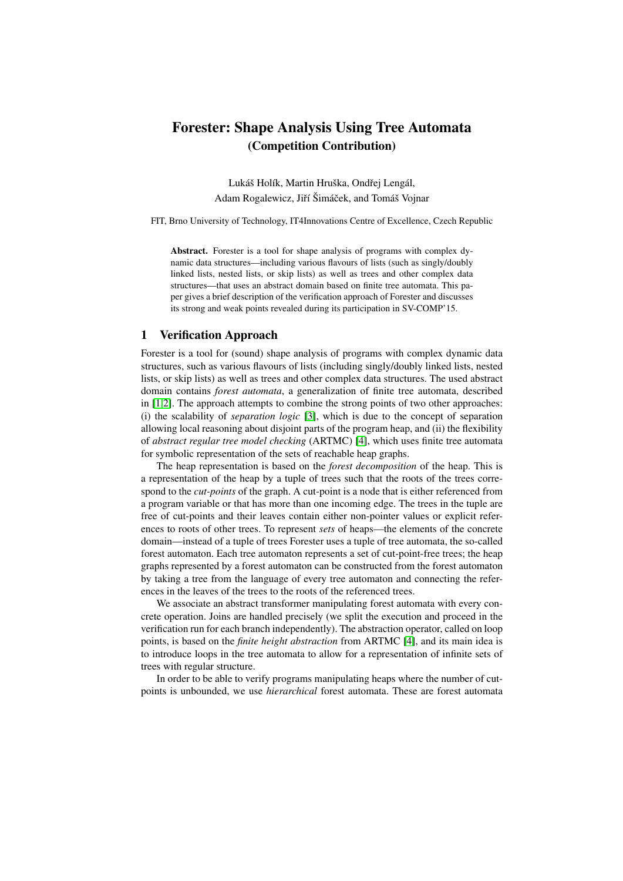# Forester: Shape Analysis Using Tree Automata
## (Competition Contribution)

Lukáš Holík, Martin Hruška, Ondřej Lengál,
Adam Rogalewicz, Jiří Šimáček, and Tomáš Vojnar

FIT, Brno University of Technology, IT4Innovations Centre of Excellence, Czech Republic

**Abstract.** Forester is a tool for shape analysis of programs with complex dynamic data structures—including various flavours of lists (such as singly/doubly linked lists, nested lists, or skip lists) as well as trees and other complex data structures—that uses an abstract domain based on finite tree automata. This paper gives a brief description of the verification approach of Forester and discusses its strong and weak points revealed during its participation in SV-COMP'15.

## 1 Verification Approach

Forester is a tool for (sound) shape analysis of programs with complex dynamic data structures, such as various flavours of lists (including singly/doubly linked lists, nested lists, or skip lists) as well as trees and other complex data structures. The used abstract domain contains *forest automata*, a generalization of finite tree automata, described in [1,2]. The approach attempts to combine the strong points of two other approaches: (i) the scalability of *separation logic* [3], which is due to the concept of separation allowing local reasoning about disjoint parts of the program heap, and (ii) the flexibility of *abstract regular tree model checking* (ARTMC) [4], which uses finite tree automata for symbolic representation of the sets of reachable heap graphs.

The heap representation is based on the *forest decomposition* of the heap. This is a representation of the heap by a tuple of trees such that the roots of the trees correspond to the *cut-points* of the graph. A cut-point is a node that is either referenced from a program variable or that has more than one incoming edge. The trees in the tuple are free of cut-points and their leaves contain either non-pointer values or explicit references to roots of other trees. To represent *sets* of heaps—the elements of the concrete domain—instead of a tuple of trees Forester uses a tuple of tree automata, the so-called forest automaton. Each tree automaton represents a set of cut-point-free trees; the heap graphs represented by a forest automaton can be constructed from the forest automaton by taking a tree from the language of every tree automaton and connecting the references in the leaves of the trees to the roots of the referenced trees.

We associate an abstract transformer manipulating forest automata with every concrete operation. Joins are handled precisely (we split the execution and proceed in the verification run for each branch independently). The abstraction operator, called on loop points, is based on the *finite height abstraction* from ARTMC [4], and its main idea is to introduce loops in the tree automata to allow for a representation of infinite sets of trees with regular structure.

In order to be able to verify programs manipulating heaps where the number of cut-points is unbounded, we use *hierarchical* forest automata. These are forest automata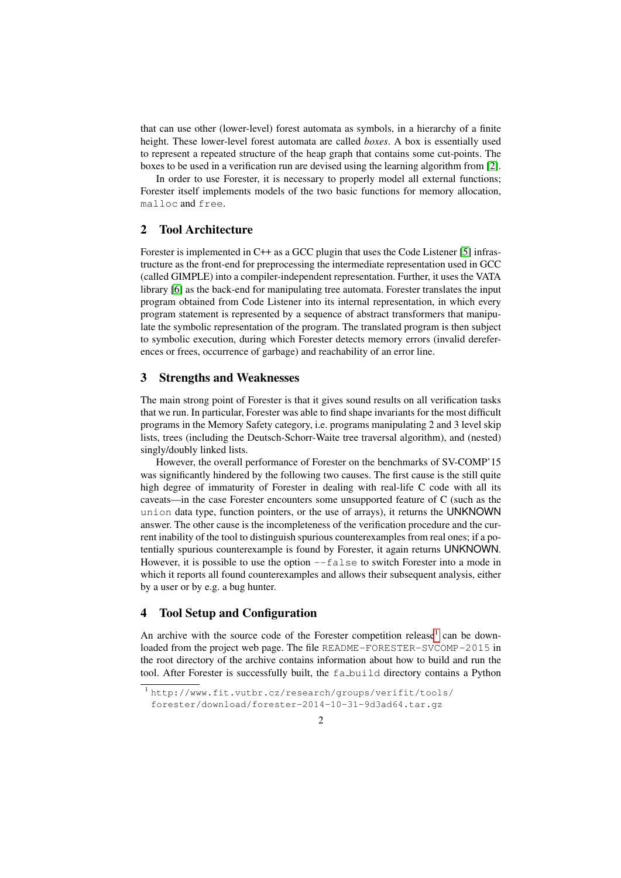that can use other (lower-level) forest automata as symbols, in a hierarchy of a finite height. These lower-level forest automata are called *boxes*. A box is essentially used to represent a repeated structure of the heap graph that contains some cut-points. The boxes to be used in a verification run are devised using the learning algorithm from [2].

In order to use Forester, it is necessary to properly model all external functions; Forester itself implements models of the two basic functions for memory allocation, `malloc` and `free`.

## 2 Tool Architecture

Forester is implemented in C++ as a GCC plugin that uses the Code Listener [5] infrastructure as the front-end for preprocessing the intermediate representation used in GCC (called GIMPLE) into a compiler-independent representation. Further, it uses the VATA library [6] as the back-end for manipulating tree automata. Forester translates the input program obtained from Code Listener into its internal representation, in which every program statement is represented by a sequence of abstract transformers that manipulate the symbolic representation of the program. The translated program is then subject to symbolic execution, during which Forester detects memory errors (invalid dereferences or frees, occurrence of garbage) and reachability of an error line.

## 3 Strengths and Weaknesses

The main strong point of Forester is that it gives sound results on all verification tasks that we run. In particular, Forester was able to find shape invariants for the most difficult programs in the Memory Safety category, i.e. programs manipulating 2 and 3 level skip lists, trees (including the Deutsch-Schorr-Waite tree traversal algorithm), and (nested) singly/doubly linked lists.

However, the overall performance of Forester on the benchmarks of SV-COMP'15 was significantly hindered by the following two causes. The first cause is the still quite high degree of immaturity of Forester in dealing with real-life C code with all its caveats—in the case Forester encounters some unsupported feature of C (such as the `union` data type, function pointers, or the use of arrays), it returns the UNKNOWN answer. The other cause is the incompleteness of the verification procedure and the current inability of the tool to distinguish spurious counterexamples from real ones; if a potentially spurious counterexample is found by Forester, it again returns UNKNOWN. However, it is possible to use the option `--false` to switch Forester into a mode in which it reports all found counterexamples and allows their subsequent analysis, either by a user or by e.g. a bug hunter.

## 4 Tool Setup and Configuration

An archive with the source code of the Forester competition release[1] can be downloaded from the project web page. The file `README-FORESTER-SVCOMP-2015` in the root directory of the archive contains information about how to build and run the tool. After Forester is successfully built, the `fa_build` directory contains a Python

[1] `http://www.fit.vutbr.cz/research/groups/verifit/tools/forester/download/forester-2014-10-31-9d3ad64.tar.gz`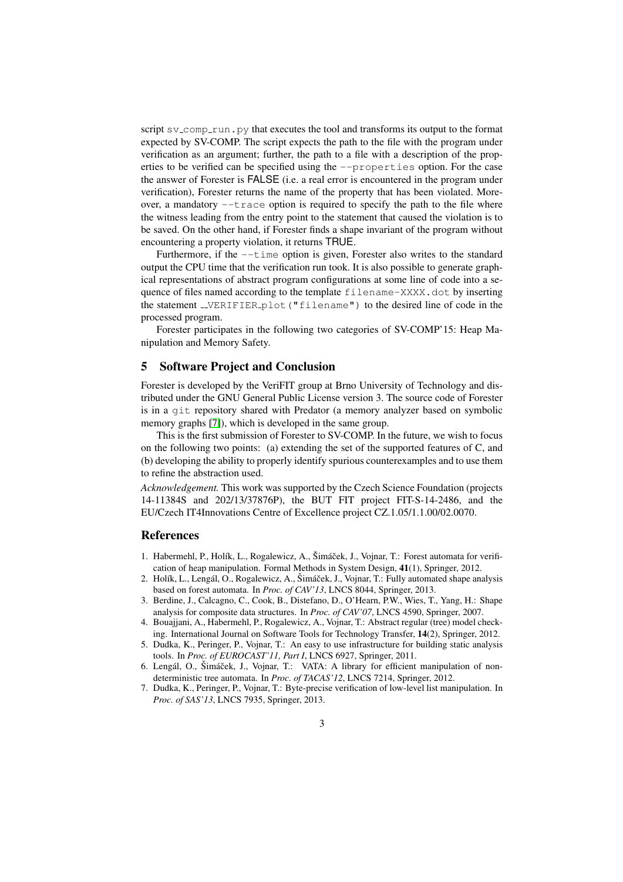script `sv_comp_run.py` that executes the tool and transforms its output to the format expected by SV-COMP. The script expects the path to the file with the program under verification as an argument; further, the path to a file with a description of the properties to be verified can be specified using the `--properties` option. For the case the answer of Forester is FALSE (i.e. a real error is encountered in the program under verification), Forester returns the name of the property that has been violated. Moreover, a mandatory `--trace` option is required to specify the path to the file where the witness leading from the entry point to the statement that caused the violation is to be saved. On the other hand, if Forester finds a shape invariant of the program without encountering a property violation, it returns TRUE.

Furthermore, if the `--time` option is given, Forester also writes to the standard output the CPU time that the verification run took. It is also possible to generate graphical representations of abstract program configurations at some line of code into a sequence of files named according to the template `filename-XXXX.dot` by inserting the statement `__VERIFIER_plot("filename")` to the desired line of code in the processed program.

Forester participates in the following two categories of SV-COMP'15: Heap Manipulation and Memory Safety.

## 5 Software Project and Conclusion

Forester is developed by the VeriFIT group at Brno University of Technology and distributed under the GNU General Public License version 3. The source code of Forester is in a `git` repository shared with Predator (a memory analyzer based on symbolic memory graphs [7]), which is developed in the same group.

This is the first submission of Forester to SV-COMP. In the future, we wish to focus on the following two points: (a) extending the set of the supported features of C, and (b) developing the ability to properly identify spurious counterexamples and to use them to refine the abstraction used.

*Acknowledgement.* This work was supported by the Czech Science Foundation (projects 14-11384S and 202/13/37876P), the BUT FIT project FIT-S-14-2486, and the EU/Czech IT4Innovations Centre of Excellence project CZ.1.05/1.1.00/02.0070.

## References

1. Habermehl, P., Holík, L., Rogalewicz, A., Šimáček, J., Vojnar, T.: Forest automata for verification of heap manipulation. Formal Methods in System Design, **41**(1), Springer, 2012.
2. Holík, L., Lengál, O., Rogalewicz, A., Šimáček, J., Vojnar, T.: Fully automated shape analysis based on forest automata. In *Proc. of CAV'13*, LNCS 8044, Springer, 2013.
3. Berdine, J., Calcagno, C., Cook, B., Distefano, D., O'Hearn, P.W., Wies, T., Yang, H.: Shape analysis for composite data structures. In *Proc. of CAV'07*, LNCS 4590, Springer, 2007.
4. Bouajjani, A., Habermehl, P., Rogalewicz, A., Vojnar, T.: Abstract regular (tree) model checking. International Journal on Software Tools for Technology Transfer, **14**(2), Springer, 2012.
5. Dudka, K., Peringer, P., Vojnar, T.: An easy to use infrastructure for building static analysis tools. In *Proc. of EUROCAST'11, Part I*, LNCS 6927, Springer, 2011.
6. Lengál, O., Šimáček, J., Vojnar, T.: VATA: A library for efficient manipulation of non-deterministic tree automata. In *Proc. of TACAS'12*, LNCS 7214, Springer, 2012.
7. Dudka, K., Peringer, P., Vojnar, T.: Byte-precise verification of low-level list manipulation. In *Proc. of SAS'13*, LNCS 7935, Springer, 2013.